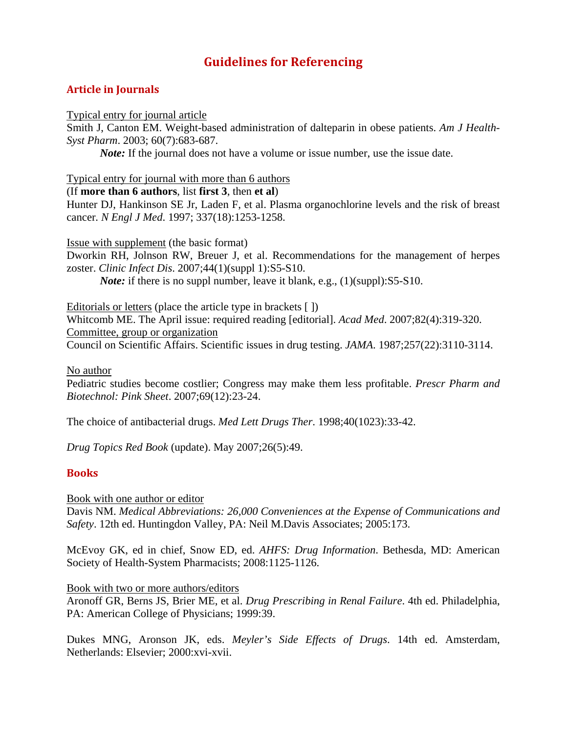# Guidelines for Referencing

## Article in Journals

<u>Typical entry for journal article</u>

Smith J, Canton EM. Weight-based administration of dalteparin in obese patients. *Am J Health-Syst Pharm*. 2003; 60(7):683-687.

> ***Note:*** If the journal does not have a volume or issue number, use the issue date.

<u>Typical entry for journal with more than 6 authors</u>

(If **more than 6 authors**, list **first 3**, then **et al**)

Hunter DJ, Hankinson SE Jr, Laden F, et al. Plasma organochlorine levels and the risk of breast cancer. *N Engl J Med*. 1997; 337(18):1253-1258.

<u>Issue with supplement</u> (the basic format)

Dworkin RH, Jolnson RW, Breuer J, et al. Recommendations for the management of herpes zoster. *Clinic Infect Dis*. 2007;44(1)(suppl 1):S5-S10.

> ***Note:*** if there is no suppl number, leave it blank, e.g., (1)(suppl):S5-S10.

<u>Editorials or letters</u> (place the article type in brackets [ ])

Whitcomb ME. The April issue: required reading [editorial]. *Acad Med*. 2007;82(4):319-320.

<u>Committee, group or organization</u>

Council on Scientific Affairs. Scientific issues in drug testing. *JAMA*. 1987;257(22):3110-3114.

<u>No author</u>

Pediatric studies become costlier; Congress may make them less profitable. *Prescr Pharm and Biotechnol: Pink Sheet*. 2007;69(12):23-24.

The choice of antibacterial drugs. *Med Lett Drugs Ther*. 1998;40(1023):33-42.

*Drug Topics Red Book* (update). May 2007;26(5):49.

## Books

<u>Book with one author or editor</u>

Davis NM. *Medical Abbreviations: 26,000 Conveniences at the Expense of Communications and Safety*. 12th ed. Huntingdon Valley, PA: Neil M.Davis Associates; 2005:173.

McEvoy GK, ed in chief, Snow ED, ed. *AHFS: Drug Information*. Bethesda, MD: American Society of Health-System Pharmacists; 2008:1125-1126.

<u>Book with two or more authors/editors</u>

Aronoff GR, Berns JS, Brier ME, et al. *Drug Prescribing in Renal Failure*. 4th ed. Philadelphia, PA: American College of Physicians; 1999:39.

Dukes MNG, Aronson JK, eds. *Meyler's Side Effects of Drugs*. 14th ed. Amsterdam, Netherlands: Elsevier; 2000:xvi-xvii.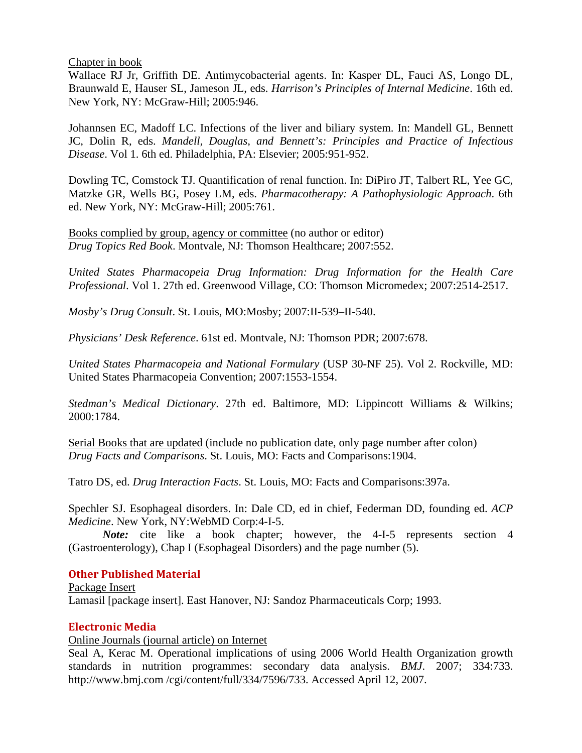Chapter in book

Wallace RJ Jr, Griffith DE. Antimycobacterial agents. In: Kasper DL, Fauci AS, Longo DL, Braunwald E, Hauser SL, Jameson JL, eds. *Harrison's Principles of Internal Medicine*. 16th ed. New York, NY: McGraw-Hill; 2005:946.

Johannsen EC, Madoff LC. Infections of the liver and biliary system. In: Mandell GL, Bennett JC, Dolin R, eds. *Mandell, Douglas, and Bennett's: Principles and Practice of Infectious Disease*. Vol 1. 6th ed. Philadelphia, PA: Elsevier; 2005:951-952.

Dowling TC, Comstock TJ. Quantification of renal function. In: DiPiro JT, Talbert RL, Yee GC, Matzke GR, Wells BG, Posey LM, eds. *Pharmacotherapy: A Pathophysiologic Approach*. 6th ed. New York, NY: McGraw-Hill; 2005:761.

Books complied by group, agency or committee (no author or editor)

*Drug Topics Red Book*. Montvale, NJ: Thomson Healthcare; 2007:552.

*United States Pharmacopeia Drug Information: Drug Information for the Health Care Professional*. Vol 1. 27th ed. Greenwood Village, CO: Thomson Micromedex; 2007:2514-2517.

*Mosby's Drug Consult*. St. Louis, MO:Mosby; 2007:II-539–II-540.

*Physicians' Desk Reference*. 61st ed. Montvale, NJ: Thomson PDR; 2007:678.

*United States Pharmacopeia and National Formulary* (USP 30-NF 25). Vol 2. Rockville, MD: United States Pharmacopeia Convention; 2007:1553-1554.

*Stedman's Medical Dictionary*. 27th ed. Baltimore, MD: Lippincott Williams & Wilkins; 2000:1784.

Serial Books that are updated (include no publication date, only page number after colon)

*Drug Facts and Comparisons*. St. Louis, MO: Facts and Comparisons:1904.

Tatro DS, ed. *Drug Interaction Facts*. St. Louis, MO: Facts and Comparisons:397a.

Spechler SJ. Esophageal disorders. In: Dale CD, ed in chief, Federman DD, founding ed. *ACP Medicine*. New York, NY:WebMD Corp:4-I-5.

***Note:*** cite like a book chapter; however, the 4-I-5 represents section 4 (Gastroenterology), Chap I (Esophageal Disorders) and the page number (5).

## Other Published Material

Package Insert

Lamasil [package insert]. East Hanover, NJ: Sandoz Pharmaceuticals Corp; 1993.

## Electronic Media

Online Journals (journal article) on Internet

Seal A, Kerac M. Operational implications of using 2006 World Health Organization growth standards in nutrition programmes: secondary data analysis. *BMJ*. 2007; 334:733. http://www.bmj.com /cgi/content/full/334/7596/733. Accessed April 12, 2007.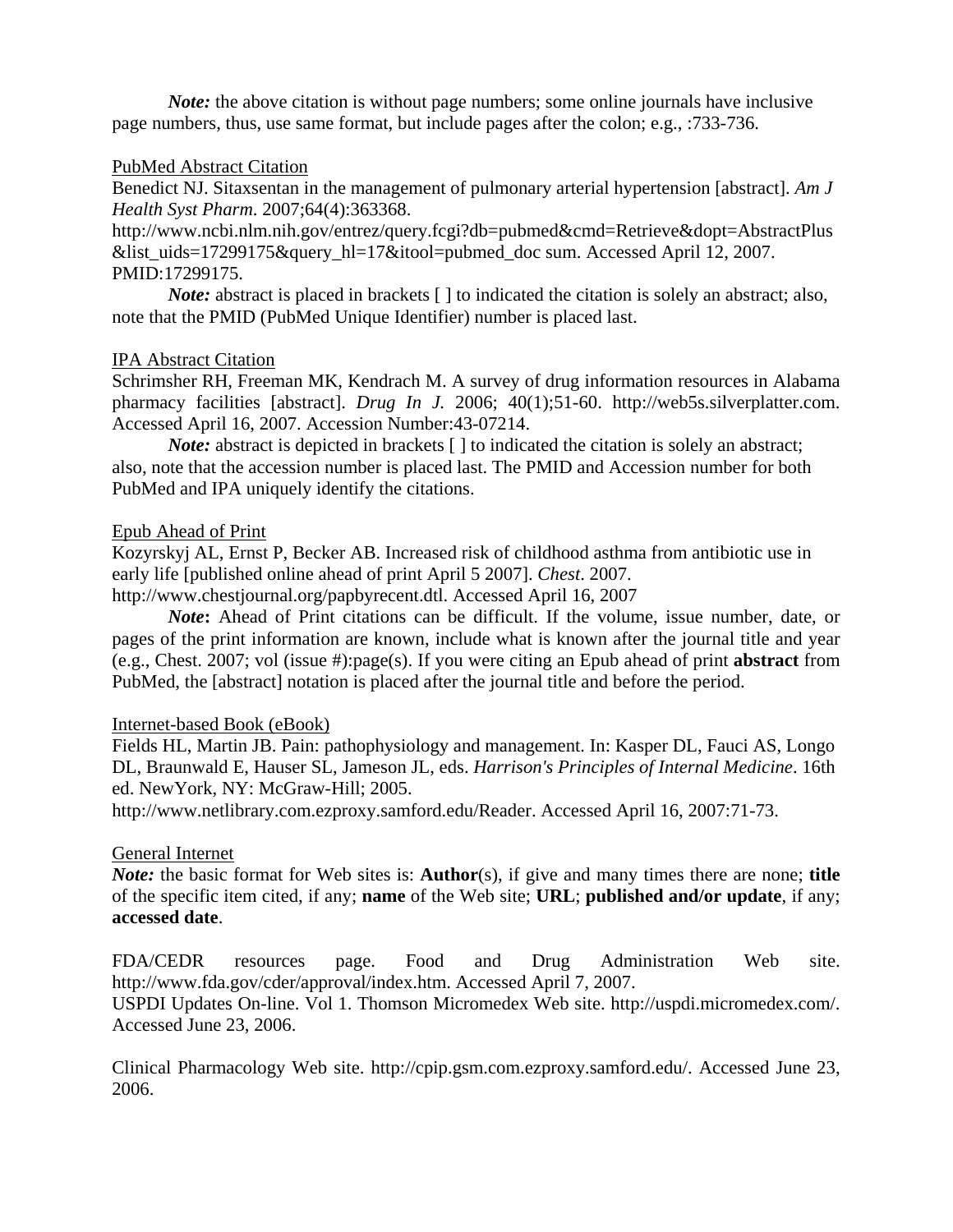*Note:* the above citation is without page numbers; some online journals have inclusive page numbers, thus, use same format, but include pages after the colon; e.g., :733-736.

PubMed Abstract Citation

Benedict NJ. Sitaxsentan in the management of pulmonary arterial hypertension [abstract]. *Am J Health Syst Pharm*. 2007;64(4):363368. http://www.ncbi.nlm.nih.gov/entrez/query.fcgi?db=pubmed&cmd=Retrieve&dopt=AbstractPlus&list_uids=17299175&query_hl=17&itool=pubmed_doc sum. Accessed April 12, 2007. PMID:17299175.

*Note:* abstract is placed in brackets [ ] to indicated the citation is solely an abstract; also, note that the PMID (PubMed Unique Identifier) number is placed last.

IPA Abstract Citation

Schrimsher RH, Freeman MK, Kendrach M. A survey of drug information resources in Alabama pharmacy facilities [abstract]. *Drug In J.* 2006; 40(1);51-60. http://web5s.silverplatter.com. Accessed April 16, 2007. Accession Number:43-07214.

*Note:* abstract is depicted in brackets [ ] to indicated the citation is solely an abstract; also, note that the accession number is placed last. The PMID and Accession number for both PubMed and IPA uniquely identify the citations.

Epub Ahead of Print

Kozyrskyj AL, Ernst P, Becker AB. Increased risk of childhood asthma from antibiotic use in early life [published online ahead of print April 5 2007]. *Chest*. 2007. http://www.chestjournal.org/papbyrecent.dtl. Accessed April 16, 2007

***Note*:** Ahead of Print citations can be difficult. If the volume, issue number, date, or pages of the print information are known, include what is known after the journal title and year (e.g., Chest. 2007; vol (issue #):page(s). If you were citing an Epub ahead of print **abstract** from PubMed, the [abstract] notation is placed after the journal title and before the period.

Internet-based Book (eBook)

Fields HL, Martin JB. Pain: pathophysiology and management. In: Kasper DL, Fauci AS, Longo DL, Braunwald E, Hauser SL, Jameson JL, eds. *Harrison's Principles of Internal Medicine*. 16th ed. NewYork, NY: McGraw-Hill; 2005. http://www.netlibrary.com.ezproxy.samford.edu/Reader. Accessed April 16, 2007:71-73.

General Internet

*Note:* the basic format for Web sites is: **Author**(s), if give and many times there are none; **title** of the specific item cited, if any; **name** of the Web site; **URL**; **published and/or update**, if any; **accessed date**.

FDA/CEDR resources page. Food and Drug Administration Web site. http://www.fda.gov/cder/approval/index.htm. Accessed April 7, 2007.

USPDI Updates On-line. Vol 1. Thomson Micromedex Web site. http://uspdi.micromedex.com/. Accessed June 23, 2006.

Clinical Pharmacology Web site. http://cpip.gsm.com.ezproxy.samford.edu/. Accessed June 23, 2006.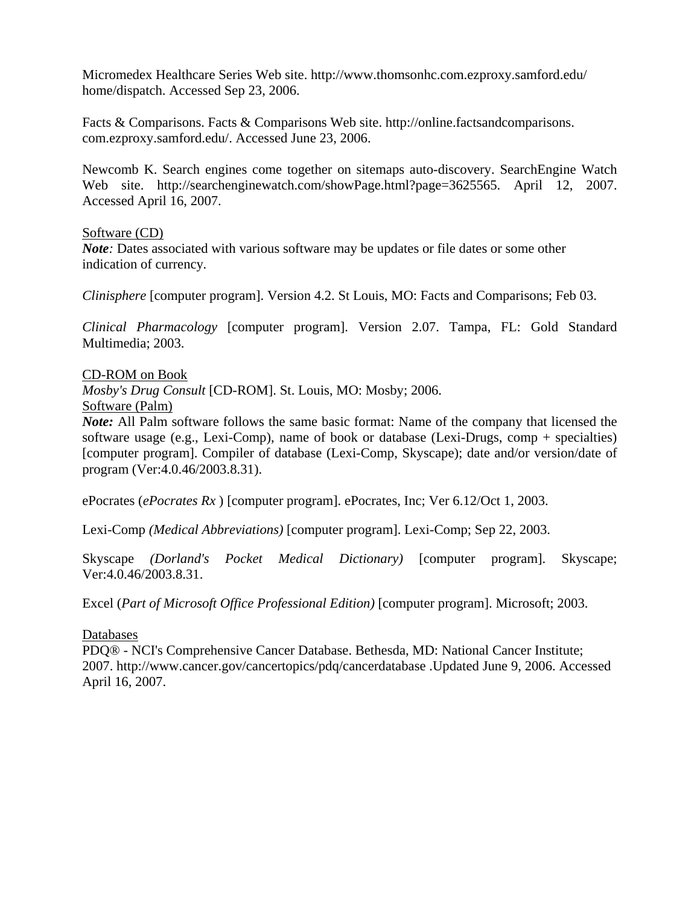Micromedex Healthcare Series Web site. http://www.thomsonhc.com.ezproxy.samford.edu/home/dispatch. Accessed Sep 23, 2006.

Facts & Comparisons. Facts & Comparisons Web site. http://online.factsandcomparisons.com.ezproxy.samford.edu/. Accessed June 23, 2006.

Newcomb K. Search engines come together on sitemaps auto-discovery. SearchEngine Watch Web site. http://searchenginewatch.com/showPage.html?page=3625565. April 12, 2007. Accessed April 16, 2007.

<u>Software (CD)</u>
***Note:*** Dates associated with various software may be updates or file dates or some other indication of currency.

*Clinisphere* [computer program]. Version 4.2. St Louis, MO: Facts and Comparisons; Feb 03.

*Clinical Pharmacology* [computer program]. Version 2.07. Tampa, FL: Gold Standard Multimedia; 2003.

<u>CD-ROM on Book</u>
*Mosby's Drug Consult* [CD-ROM]. St. Louis, MO: Mosby; 2006.
<u>Software (Palm)</u>
***Note:*** All Palm software follows the same basic format: Name of the company that licensed the software usage (e.g., Lexi-Comp), name of book or database (Lexi-Drugs, comp + specialties) [computer program]. Compiler of database (Lexi-Comp, Skyscape); date and/or version/date of program (Ver:4.0.46/2003.8.31).

ePocrates (*ePocrates Rx* ) [computer program]. ePocrates, Inc; Ver 6.12/Oct 1, 2003.

Lexi-Comp *(Medical Abbreviations)* [computer program]. Lexi-Comp; Sep 22, 2003.

Skyscape *(Dorland's Pocket Medical Dictionary)* [computer program]. Skyscape; Ver:4.0.46/2003.8.31.

Excel (*Part of Microsoft Office Professional Edition)* [computer program]. Microsoft; 2003.

<u>Databases</u>
PDQ® - NCI's Comprehensive Cancer Database. Bethesda, MD: National Cancer Institute; 2007. http://www.cancer.gov/cancertopics/pdq/cancerdatabase .Updated June 9, 2006. Accessed April 16, 2007.